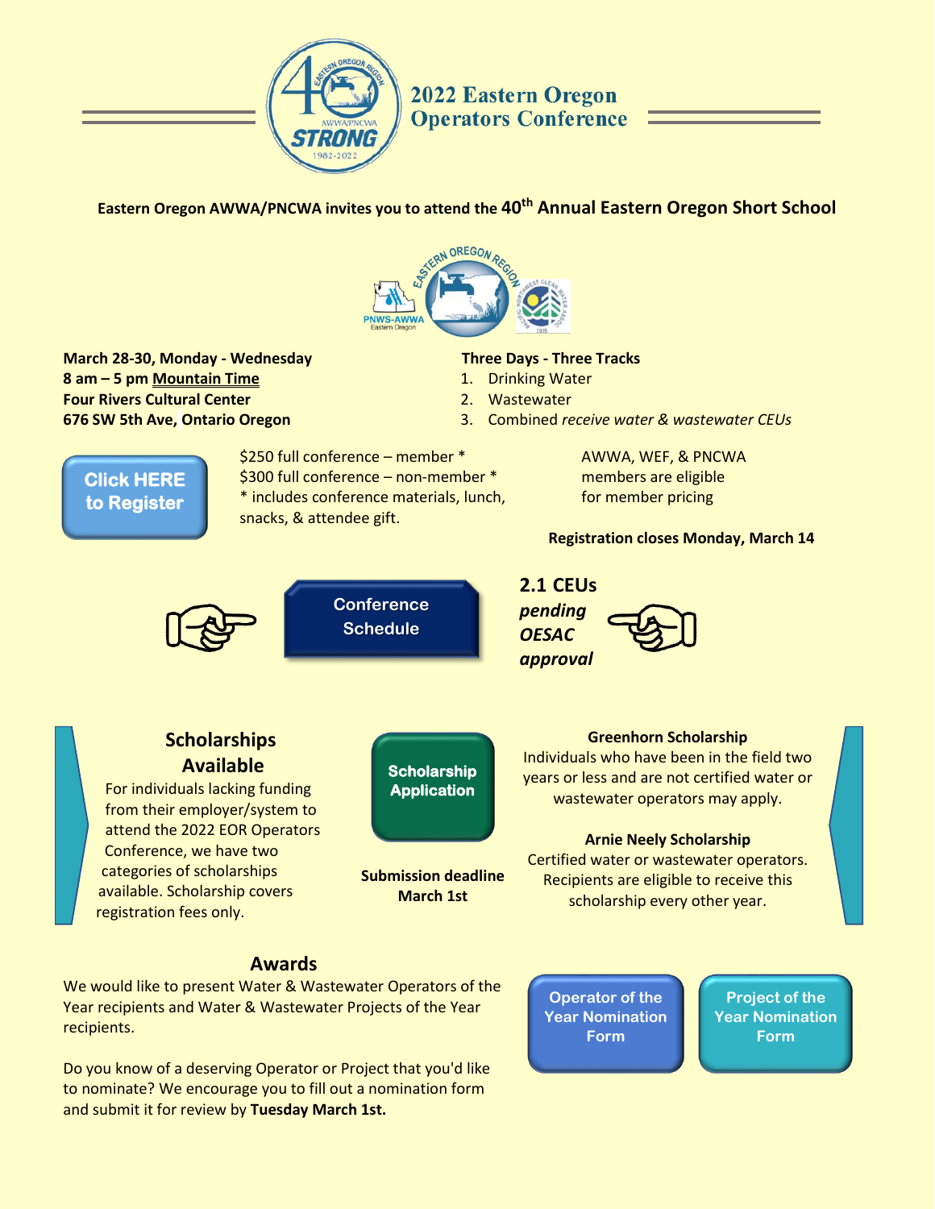# 2022 Eastern Oregon Operators Conference

**Eastern Oregon AWWA/PNCWA invites you to attend the 40th Annual Eastern Oregon Short School**

**March 28-30, Monday - Wednesday**
**8 am – 5 pm Mountain Time**
**Four Rivers Cultural Center**
**676 SW 5th Ave, Ontario Oregon**

**Three Days - Three Tracks**

1. Drinking Water
2. Wastewater
3. Combined *receive water & wastewater CEUs*

Click HERE to Register

$250 full conference – member *
$300 full conference – non-member *
* includes conference materials, lunch, snacks, & attendee gift.

AWWA, WEF, & PNCWA members are eligible for member pricing

**Registration closes Monday, March 14**

Conference Schedule

**2.1 CEUs** ***pending OESAC approval***

## Scholarships Available

For individuals lacking funding from their employer/system to attend the 2022 EOR Operators Conference, we have two categories of scholarships available. Scholarship covers registration fees only.

Scholarship Application

**Submission deadline March 1st**

**Greenhorn Scholarship**
Individuals who have been in the field two years or less and are not certified water or wastewater operators may apply.

**Arnie Neely Scholarship**
Certified water or wastewater operators. Recipients are eligible to receive this scholarship every other year.

## Awards

We would like to present Water & Wastewater Operators of the Year recipients and Water & Wastewater Projects of the Year recipients.

Do you know of a deserving Operator or Project that you'd like to nominate? We encourage you to fill out a nomination form and submit it for review by **Tuesday March 1st.**

Operator of the Year Nomination Form

Project of the Year Nomination Form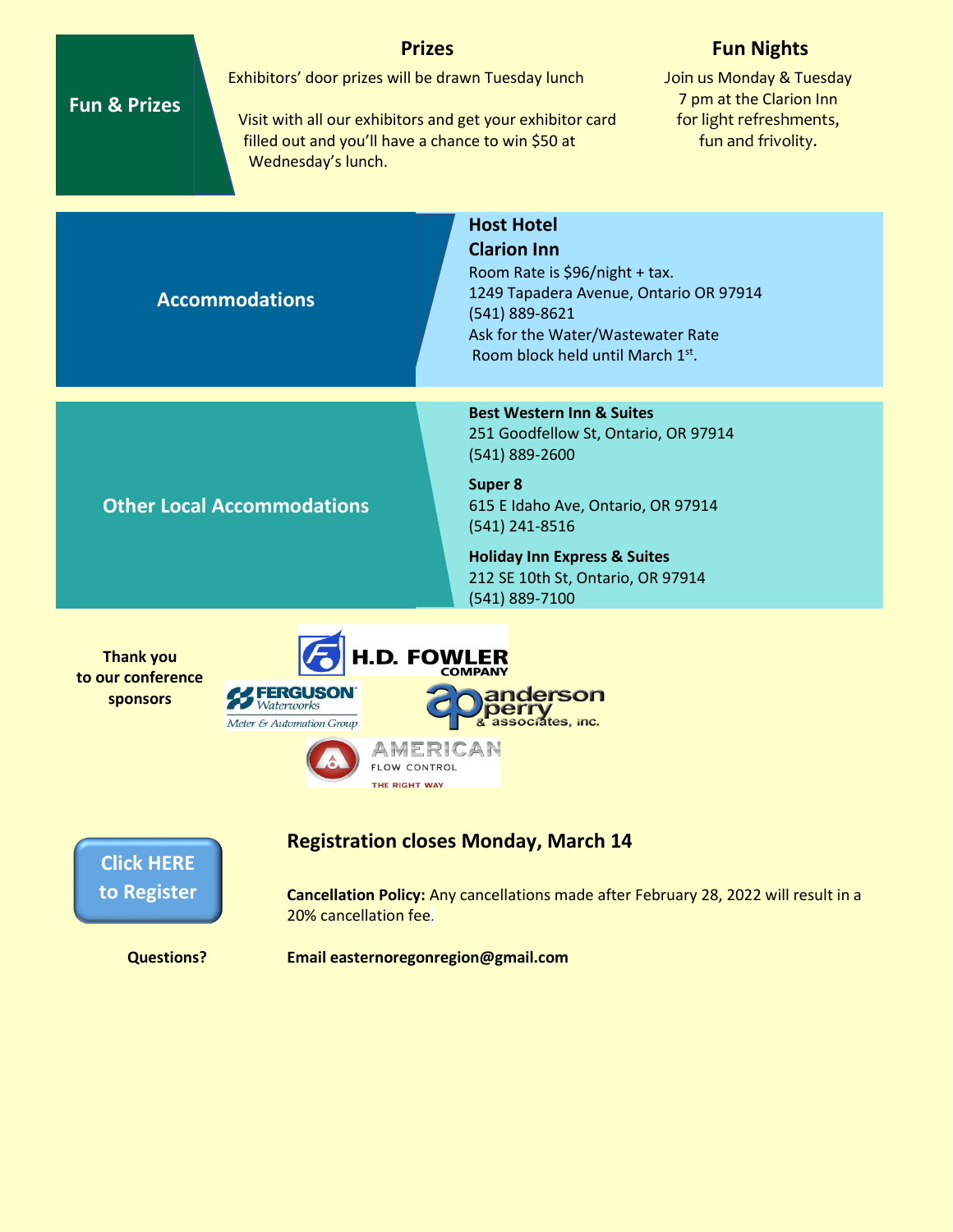## Fun & Prizes

### Prizes

Exhibitors' door prizes will be drawn Tuesday lunch

Visit with all our exhibitors and get your exhibitor card filled out and you'll have a chance to win $50 at Wednesday's lunch.

### Fun Nights

Join us Monday & Tuesday 7 pm at the Clarion Inn for light refreshments, fun and frivolity.

## Accommodations

**Host Hotel**
**Clarion Inn**
Room Rate is $96/night + tax.
1249 Tapadera Avenue, Ontario OR 97914
(541) 889-8621
Ask for the Water/Wastewater Rate
Room block held until March 1st.

## Other Local Accommodations

**Best Western Inn & Suites**
251 Goodfellow St, Ontario, OR 97914
(541) 889-2600

**Super 8**
615 E Idaho Ave, Ontario, OR 97914
(541) 241-8516

**Holiday Inn Express & Suites**
212 SE 10th St, Ontario, OR 97914
(541) 889-7100

**Thank you to our conference sponsors**

H.D. FOWLER COMPANY
FERGUSON Waterworks Meter & Automation Group
anderson perry & associates, inc.
AMERICAN FLOW CONTROL THE RIGHT WAY

**Click HERE to Register**

### Registration closes Monday, March 14

**Cancellation Policy:** Any cancellations made after February 28, 2022 will result in a 20% cancellation fee.

**Questions?** **Email easternoregonregion@gmail.com**